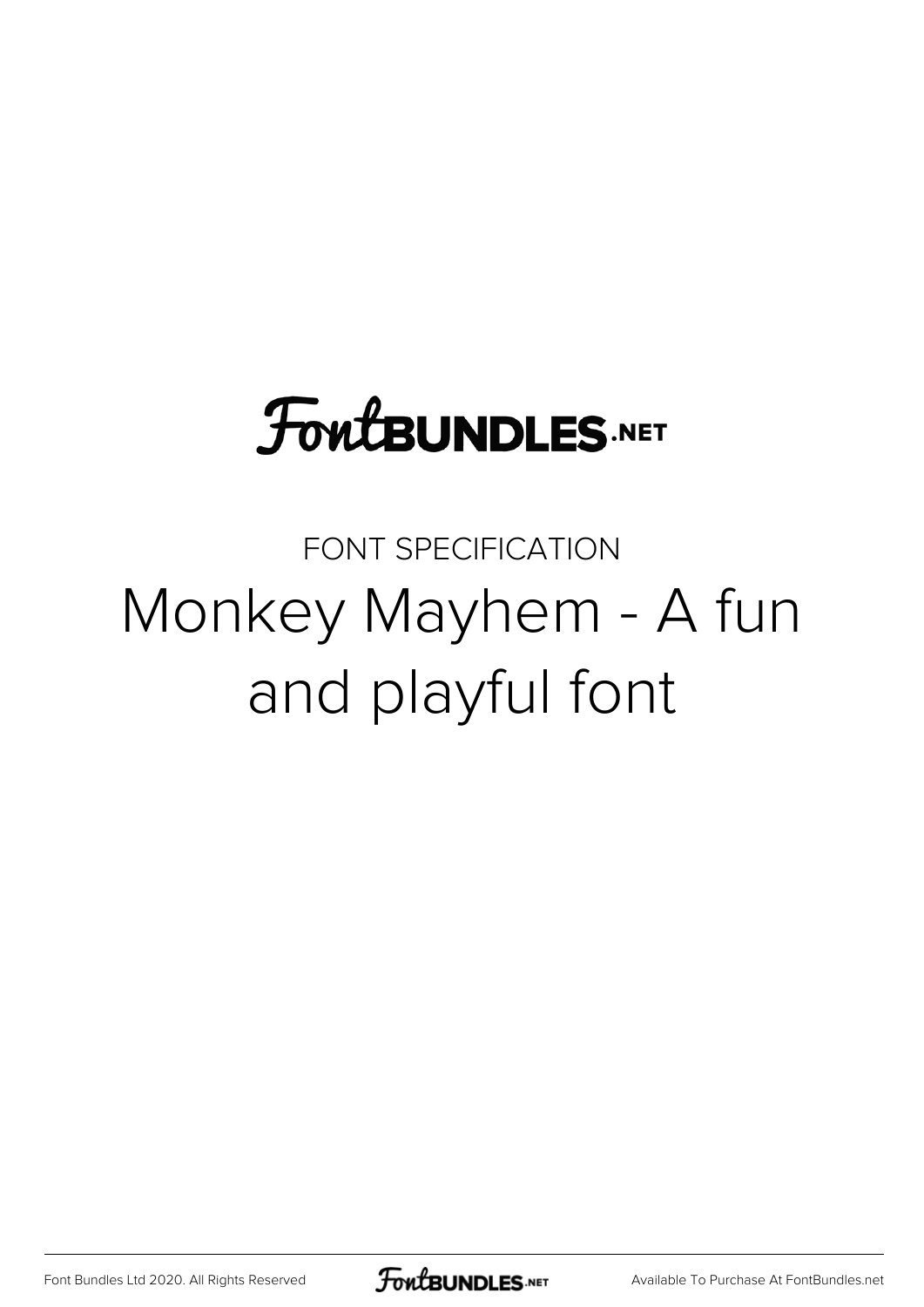FontBUNDLES.NET

FONT SPECIFICATION

# Monkey Mayhem - A fun and playful font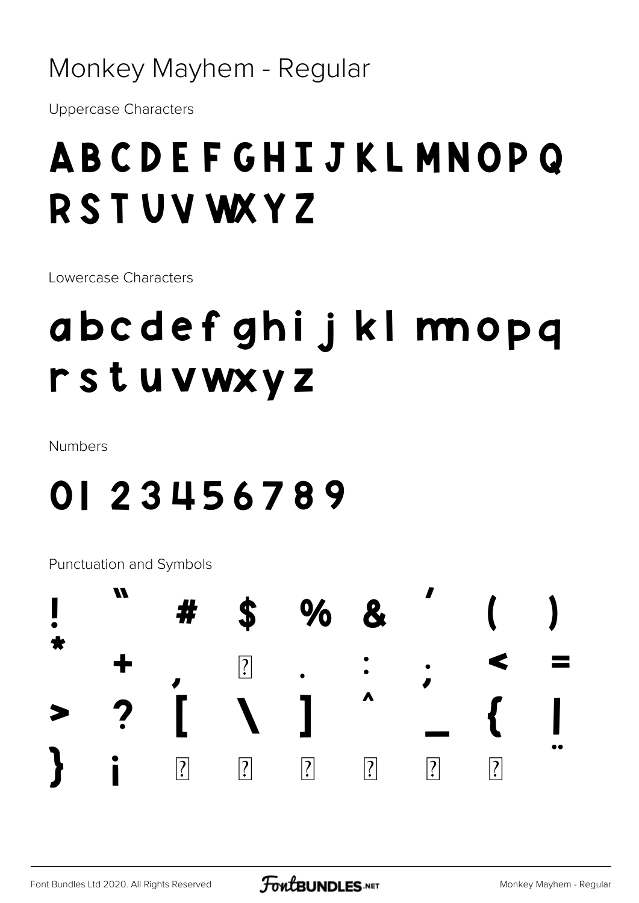# Monkey Mayhem - Regular

Uppercase Characters

A B C D E F G H I J K L M N O P Q R S T U V W X Y Z

Lowercase Characters

a b c d e f g h i j k l m n o p q r s t u v w x y z

Numbers

0 1 2 3 4 5 6 7 8 9

Punctuation and Symbols

! " # $ % & ' ( ) * + , � . : ; < = > ? [ \ ] ^ _ { | } ¡ � � � � � � ¨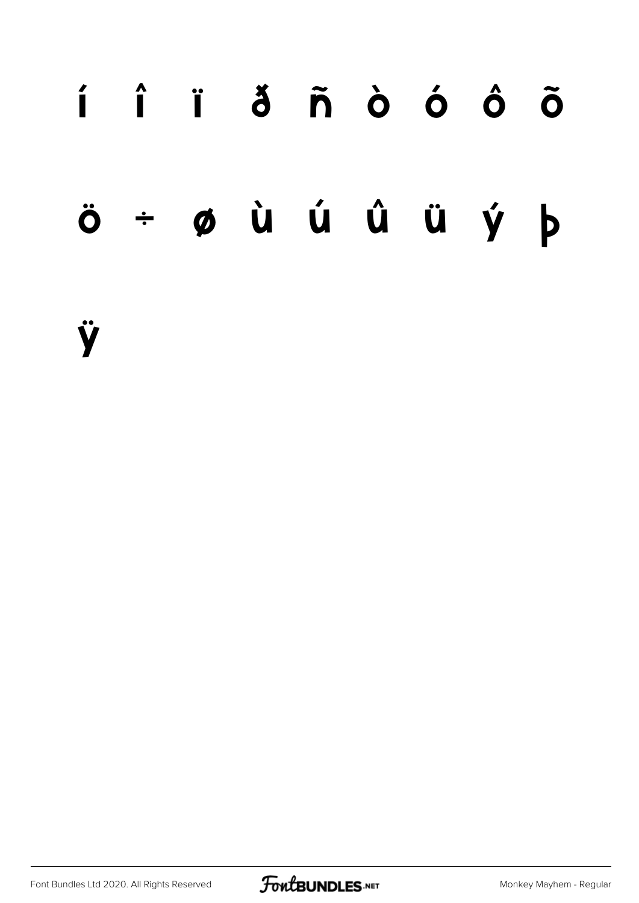í î ï ð ñ ò ó ô õ

ö ÷ ø ù ú û ü ý þ

ÿ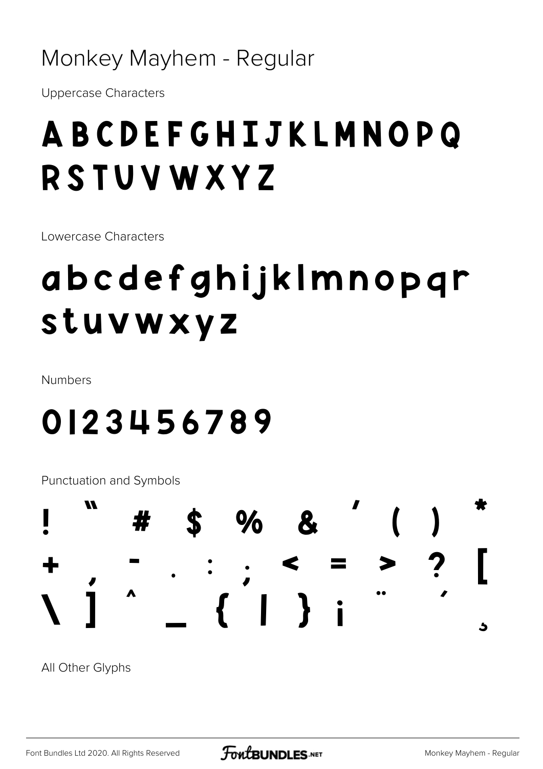# Monkey Mayhem - Regular

Uppercase Characters

ABCDEFGHIJKLMNOPQ
RSTUVWXYZ

Lowercase Characters

abcdefghijklmnopqr
stuvwxyz

Numbers

0123456789

Punctuation and Symbols

! " # $ % & ' ( ) *
+ , - . : ; < = > ? [
\ ] ^ _ { | } ¡ ¨ ´ ¸

All Other Glyphs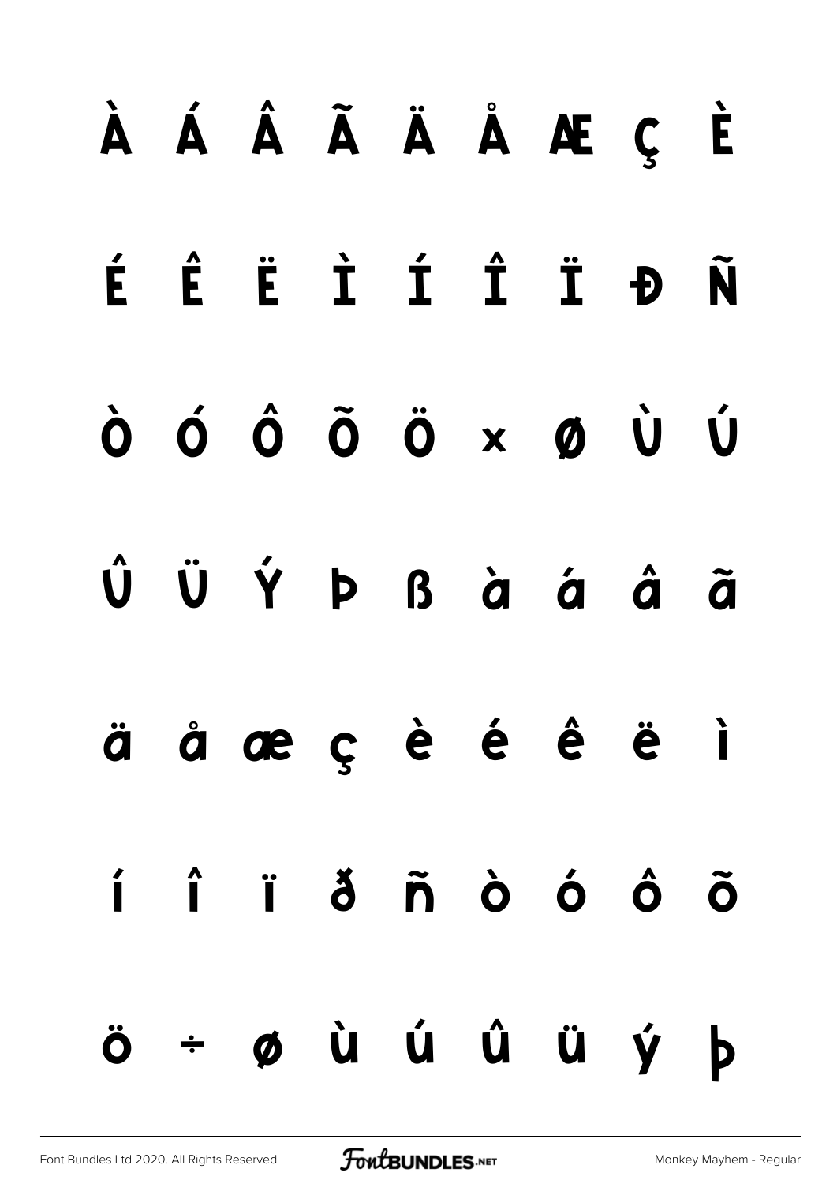À Á Â Ã Ä Å Æ Ç È

É Ê Ë Ì Í Î Ï Đ Ñ

Ò Ó Ô Õ Ö × Ø Ù Ú

Û Ü Ý Þ ß à á â ã

ä å æ ç è é ê ë ì

í î ï ð ñ ò ó ô õ

ö ÷ ø ù ú û ü ý þ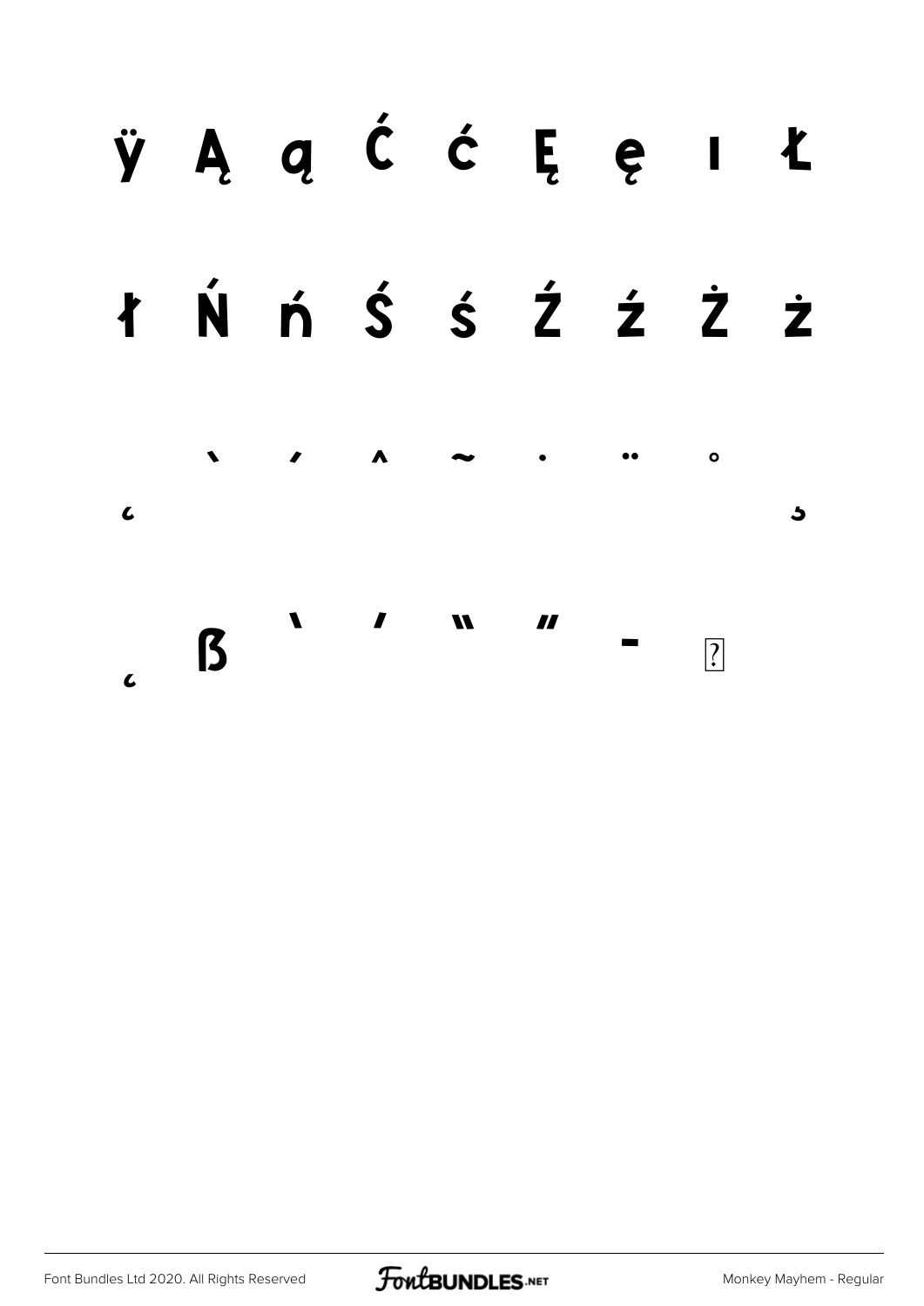ÿ Ą ą Ć ć Ę ę ı Ł

ł Ń ń Ś ś Ź ź Ż ż

ˋ ˊ ˆ ˜ ˙ ¨ ˚

¸ ˛

ß ‘ ’ “ ” – �

‚